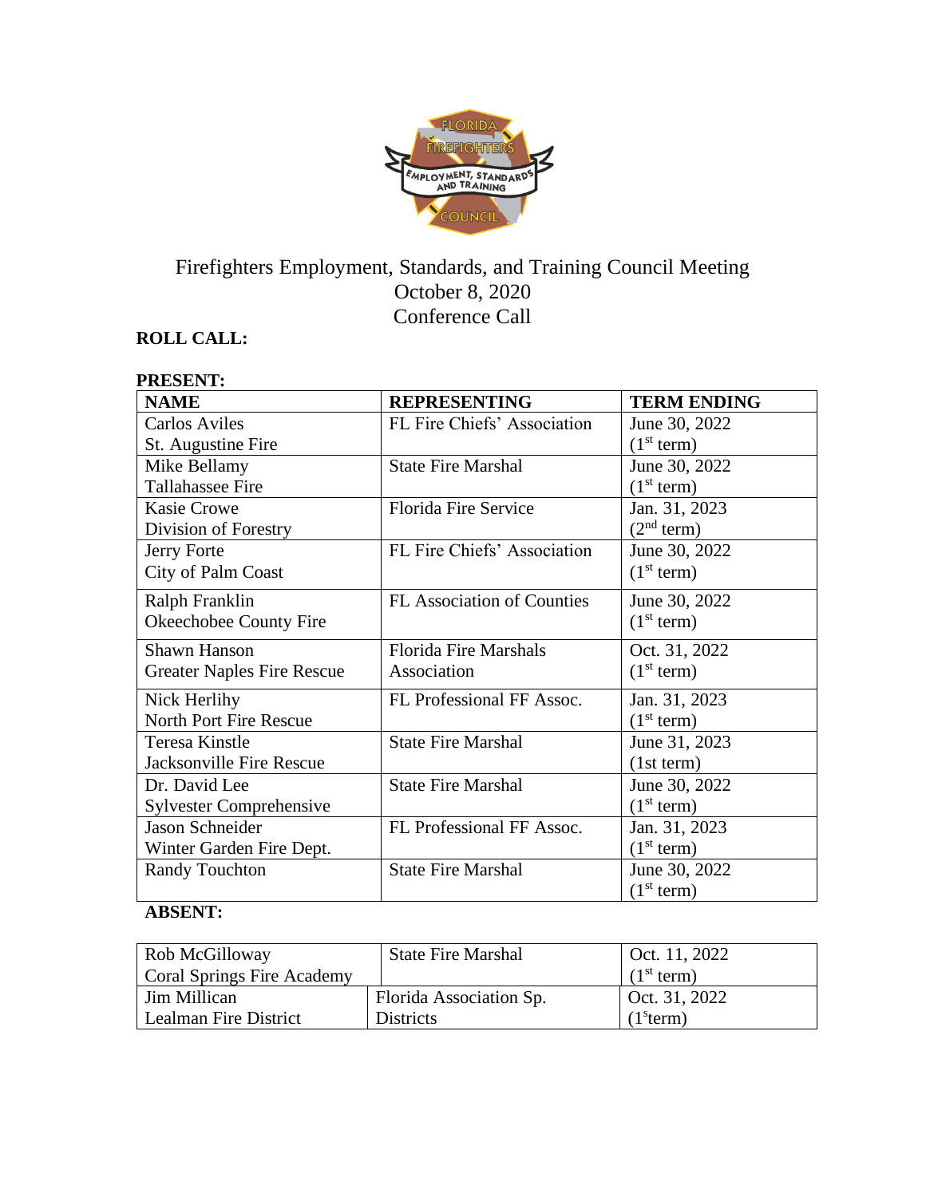# Firefighters Employment, Standards, and Training Council Meeting
October 8, 2020
Conference Call

**ROLL CALL:**

**PRESENT:**

| **NAME** | **REPRESENTING** | **TERM ENDING** |
|---|---|---|
| Carlos Aviles<br>St. Augustine Fire | FL Fire Chiefs' Association | June 30, 2022<br>(1st term) |
| Mike Bellamy<br>Tallahassee Fire | State Fire Marshal | June 30, 2022<br>(1st term) |
| Kasie Crowe<br>Division of Forestry | Florida Fire Service | Jan. 31, 2023<br>(2nd term) |
| Jerry Forte<br>City of Palm Coast | FL Fire Chiefs' Association | June 30, 2022<br>(1st term) |
| Ralph Franklin<br>Okeechobee County Fire | FL Association of Counties | June 30, 2022<br>(1st term) |
| Shawn Hanson<br>Greater Naples Fire Rescue | Florida Fire Marshals Association | Oct. 31, 2022<br>(1st term) |
| Nick Herlihy<br>North Port Fire Rescue | FL Professional FF Assoc. | Jan. 31, 2023<br>(1st term) |
| Teresa Kinstle<br>Jacksonville Fire Rescue | State Fire Marshal | June 31, 2023<br>(1st term) |
| Dr. David Lee<br>Sylvester Comprehensive | State Fire Marshal | June 30, 2022<br>(1st term) |
| Jason Schneider<br>Winter Garden Fire Dept. | FL Professional FF Assoc. | Jan. 31, 2023<br>(1st term) |
| Randy Touchton | State Fire Marshal | June 30, 2022<br>(1st term) |

**ABSENT:**

| | | |
|---|---|---|
| Rob McGilloway<br>Coral Springs Fire Academy | State Fire Marshal | Oct. 11, 2022<br>(1st term) |
| Jim Millican<br>Lealman Fire District | Florida Association Sp. Districts | Oct. 31, 2022<br>(1sterm) |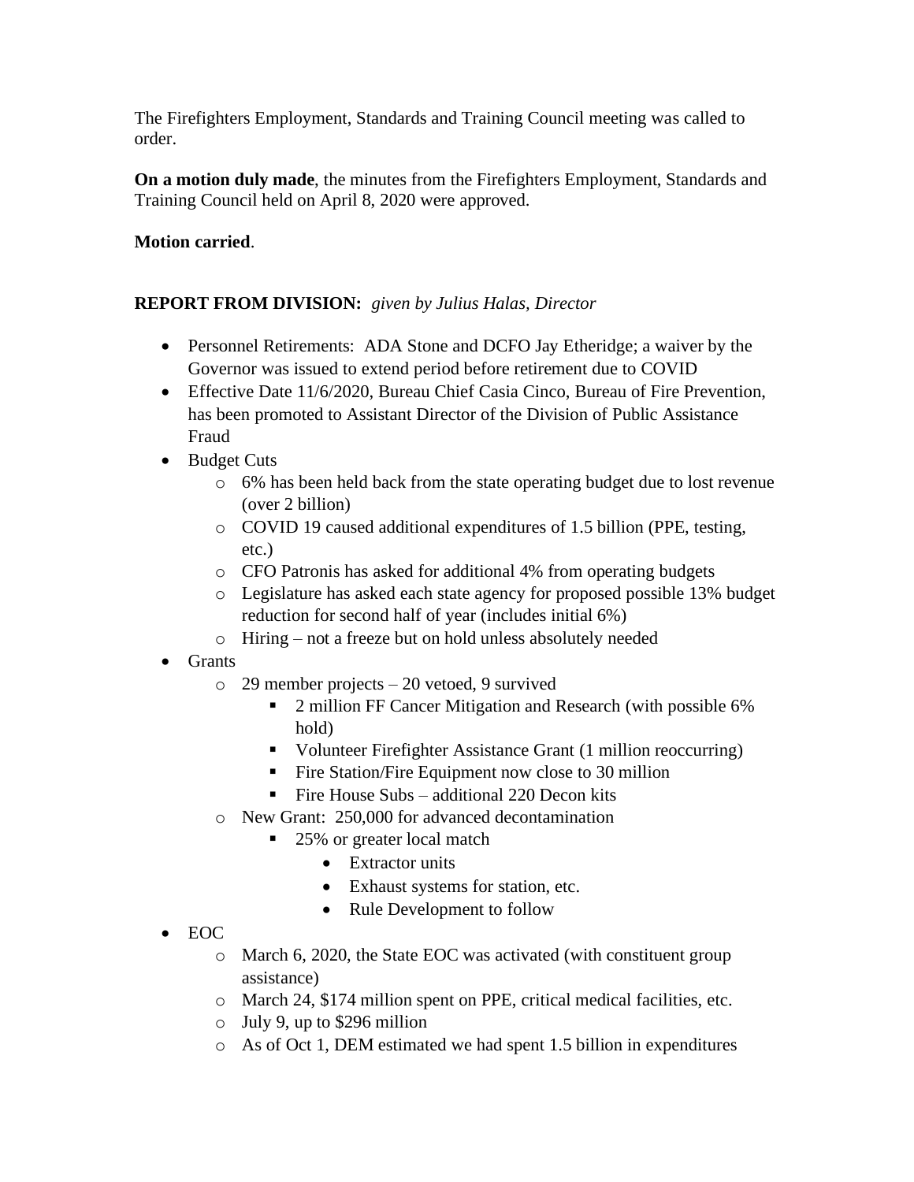The Firefighters Employment, Standards and Training Council meeting was called to order.

**On a motion duly made**, the minutes from the Firefighters Employment, Standards and Training Council held on April 8, 2020 were approved.

**Motion carried**.

**REPORT FROM DIVISION:** *given by Julius Halas, Director*

- Personnel Retirements: ADA Stone and DCFO Jay Etheridge; a waiver by the Governor was issued to extend period before retirement due to COVID
- Effective Date 11/6/2020, Bureau Chief Casia Cinco, Bureau of Fire Prevention, has been promoted to Assistant Director of the Division of Public Assistance Fraud
- Budget Cuts
  - 6% has been held back from the state operating budget due to lost revenue (over 2 billion)
  - COVID 19 caused additional expenditures of 1.5 billion (PPE, testing, etc.)
  - CFO Patronis has asked for additional 4% from operating budgets
  - Legislature has asked each state agency for proposed possible 13% budget reduction for second half of year (includes initial 6%)
  - Hiring – not a freeze but on hold unless absolutely needed
- Grants
  - 29 member projects – 20 vetoed, 9 survived
    - 2 million FF Cancer Mitigation and Research (with possible 6% hold)
    - Volunteer Firefighter Assistance Grant (1 million reoccurring)
    - Fire Station/Fire Equipment now close to 30 million
    - Fire House Subs – additional 220 Decon kits
  - New Grant: 250,000 for advanced decontamination
    - 25% or greater local match
      - Extractor units
      - Exhaust systems for station, etc.
      - Rule Development to follow
- EOC
  - March 6, 2020, the State EOC was activated (with constituent group assistance)
  - March 24, $174 million spent on PPE, critical medical facilities, etc.
  - July 9, up to $296 million
  - As of Oct 1, DEM estimated we had spent 1.5 billion in expenditures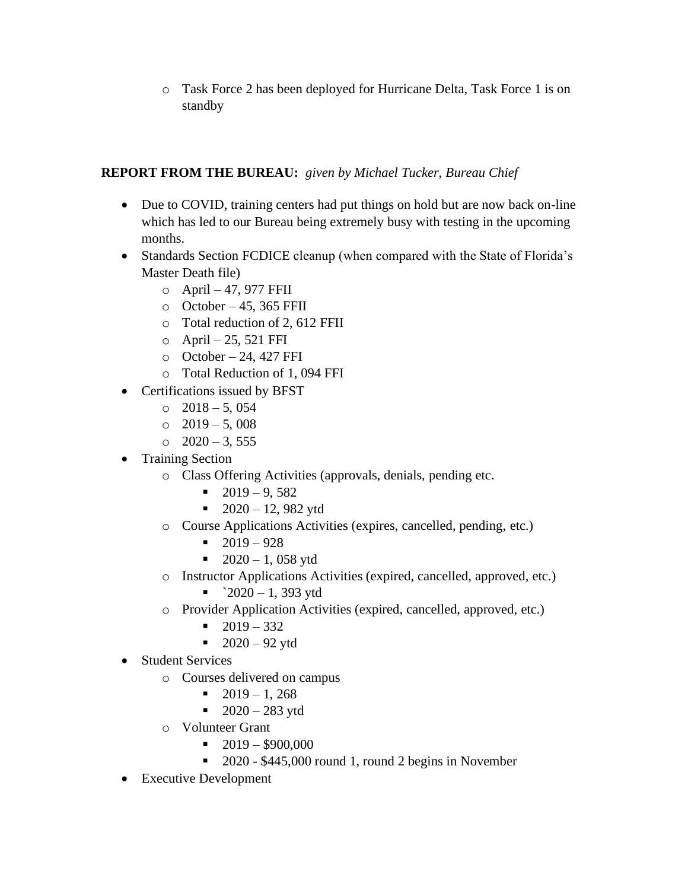- Task Force 2 has been deployed for Hurricane Delta, Task Force 1 is on standby

**REPORT FROM THE BUREAU:** *given by Michael Tucker, Bureau Chief*

- Due to COVID, training centers had put things on hold but are now back on-line which has led to our Bureau being extremely busy with testing in the upcoming months.
- Standards Section FCDICE cleanup (when compared with the State of Florida's Master Death file)
  - April – 47, 977 FFII
  - October – 45, 365 FFII
  - Total reduction of 2, 612 FFII
  - April – 25, 521 FFI
  - October – 24, 427 FFI
  - Total Reduction of 1, 094 FFI
- Certifications issued by BFST
  - 2018 – 5, 054
  - 2019 – 5, 008
  - 2020 – 3, 555
- Training Section
  - Class Offering Activities (approvals, denials, pending etc.
    - 2019 – 9, 582
    - 2020 – 12, 982 ytd
  - Course Applications Activities (expires, cancelled, pending, etc.)
    - 2019 – 928
    - 2020 – 1, 058 ytd
  - Instructor Applications Activities (expired, cancelled, approved, etc.)
    - `2020 – 1, 393 ytd
  - Provider Application Activities (expired, cancelled, approved, etc.)
    - 2019 – 332
    - 2020 – 92 ytd
- Student Services
  - Courses delivered on campus
    - 2019 – 1, 268
    - 2020 – 283 ytd
  - Volunteer Grant
    - 2019 – $900,000
    - 2020 - $445,000 round 1, round 2 begins in November
- Executive Development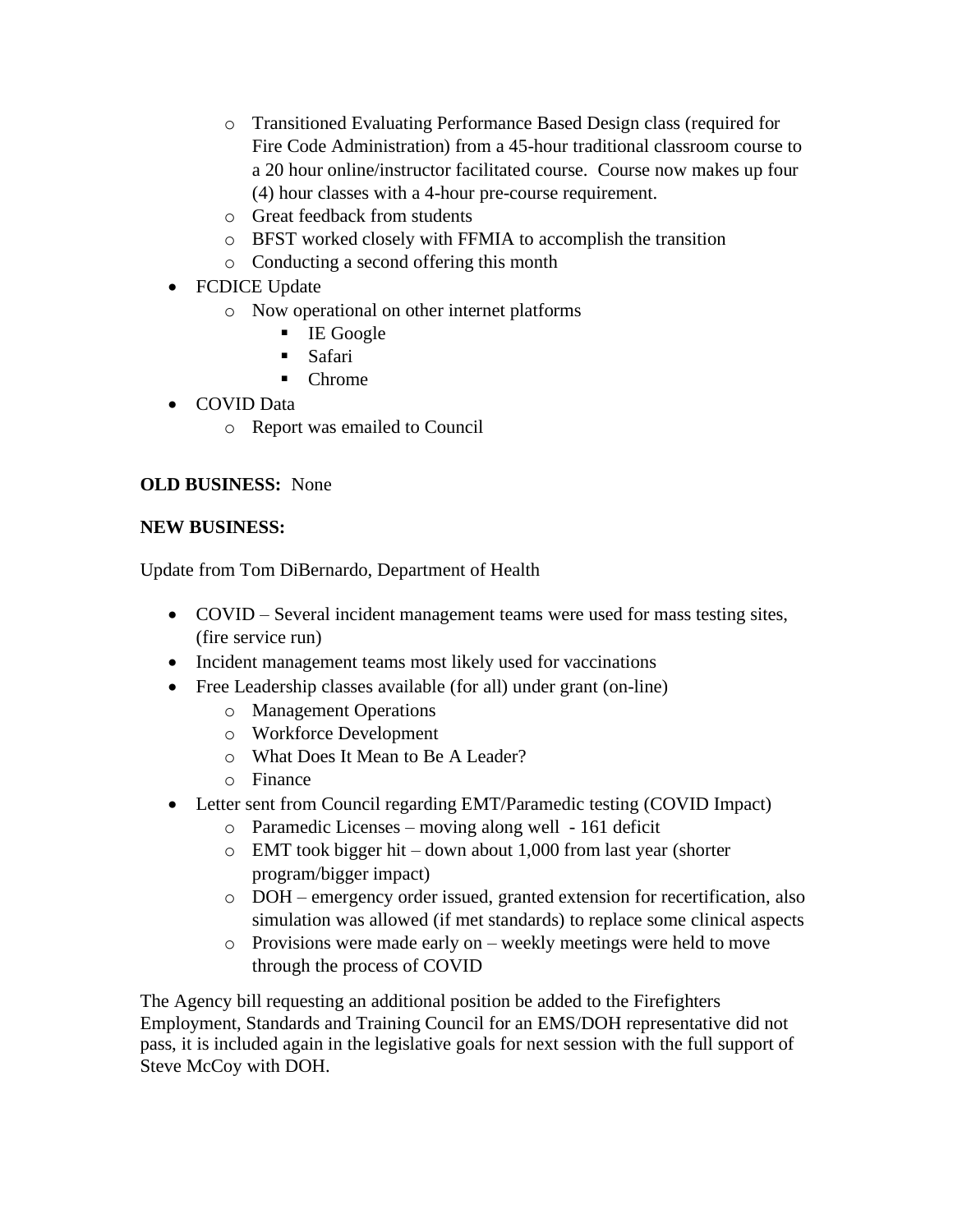- Transitioned Evaluating Performance Based Design class (required for Fire Code Administration) from a 45-hour traditional classroom course to a 20 hour online/instructor facilitated course.  Course now makes up four (4) hour classes with a 4-hour pre-course requirement.
  - Great feedback from students
  - BFST worked closely with FFMIA to accomplish the transition
  - Conducting a second offering this month
- FCDICE Update
  - Now operational on other internet platforms
    - IE Google
    - Safari
    - Chrome
- COVID Data
  - Report was emailed to Council

**OLD BUSINESS:** None

**NEW BUSINESS:**

Update from Tom DiBernardo, Department of Health

- COVID – Several incident management teams were used for mass testing sites, (fire service run)
- Incident management teams most likely used for vaccinations
- Free Leadership classes available (for all) under grant (on-line)
  - Management Operations
  - Workforce Development
  - What Does It Mean to Be A Leader?
  - Finance
- Letter sent from Council regarding EMT/Paramedic testing (COVID Impact)
  - Paramedic Licenses – moving along well - 161 deficit
  - EMT took bigger hit – down about 1,000 from last year (shorter program/bigger impact)
  - DOH – emergency order issued, granted extension for recertification, also simulation was allowed (if met standards) to replace some clinical aspects
  - Provisions were made early on – weekly meetings were held to move through the process of COVID

The Agency bill requesting an additional position be added to the Firefighters Employment, Standards and Training Council for an EMS/DOH representative did not pass, it is included again in the legislative goals for next session with the full support of Steve McCoy with DOH.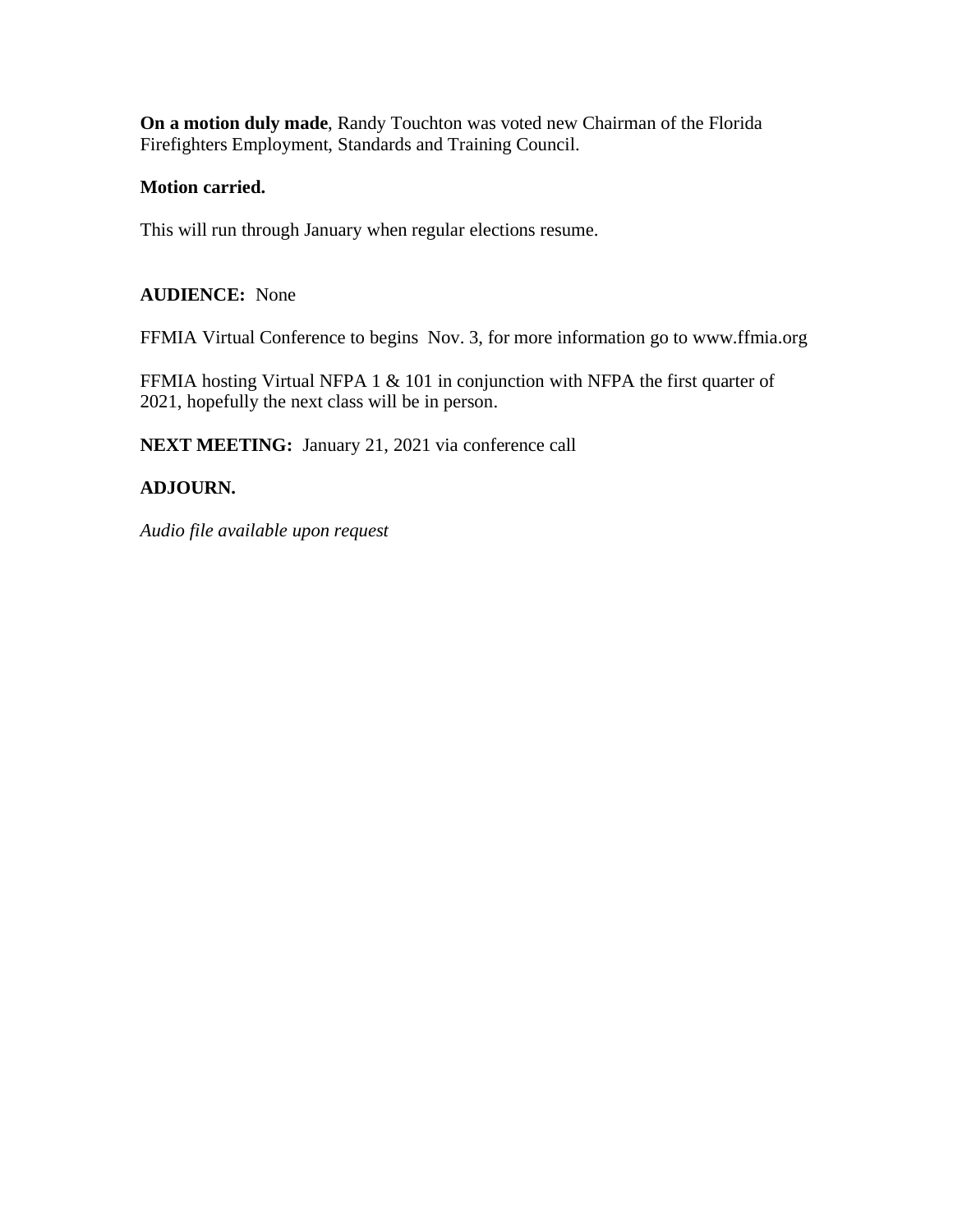**On a motion duly made**, Randy Touchton was voted new Chairman of the Florida Firefighters Employment, Standards and Training Council.

**Motion carried.**

This will run through January when regular elections resume.

**AUDIENCE:** None

FFMIA Virtual Conference to begins Nov. 3, for more information go to www.ffmia.org

FFMIA hosting Virtual NFPA 1 & 101 in conjunction with NFPA the first quarter of 2021, hopefully the next class will be in person.

**NEXT MEETING:** January 21, 2021 via conference call

**ADJOURN.**

*Audio file available upon request*